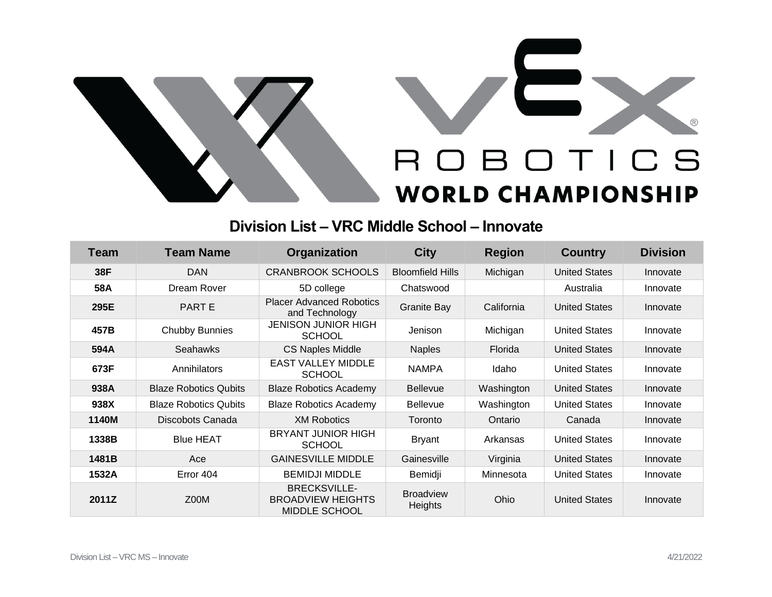# VEX ROBOTICS WORLD CHAMPIONSHIP

## Division List – VRC Middle School – Innovate

| Team | Team Name | Organization | City | Region | Country | Division |
|---|---|---|---|---|---|---|
| 38F | DAN | CRANBROOK SCHOOLS | Bloomfield Hills | Michigan | United States | Innovate |
| 58A | Dream Rover | 5D college | Chatswood | | Australia | Innovate |
| 295E | PART E | Placer Advanced Robotics and Technology | Granite Bay | California | United States | Innovate |
| 457B | Chubby Bunnies | JENISON JUNIOR HIGH SCHOOL | Jenison | Michigan | United States | Innovate |
| 594A | Seahawks | CS Naples Middle | Naples | Florida | United States | Innovate |
| 673F | Annihilators | EAST VALLEY MIDDLE SCHOOL | NAMPA | Idaho | United States | Innovate |
| 938A | Blaze Robotics Qubits | Blaze Robotics Academy | Bellevue | Washington | United States | Innovate |
| 938X | Blaze Robotics Qubits | Blaze Robotics Academy | Bellevue | Washington | United States | Innovate |
| 1140M | Discobots Canada | XM Robotics | Toronto | Ontario | Canada | Innovate |
| 1338B | Blue HEAT | BRYANT JUNIOR HIGH SCHOOL | Bryant | Arkansas | United States | Innovate |
| 1481B | Ace | GAINESVILLE MIDDLE | Gainesville | Virginia | United States | Innovate |
| 1532A | Error 404 | BEMIDJI MIDDLE | Bemidji | Minnesota | United States | Innovate |
| 2011Z | Z00M | BRECKSVILLE-BROADVIEW HEIGHTS MIDDLE SCHOOL | Broadview Heights | Ohio | United States | Innovate |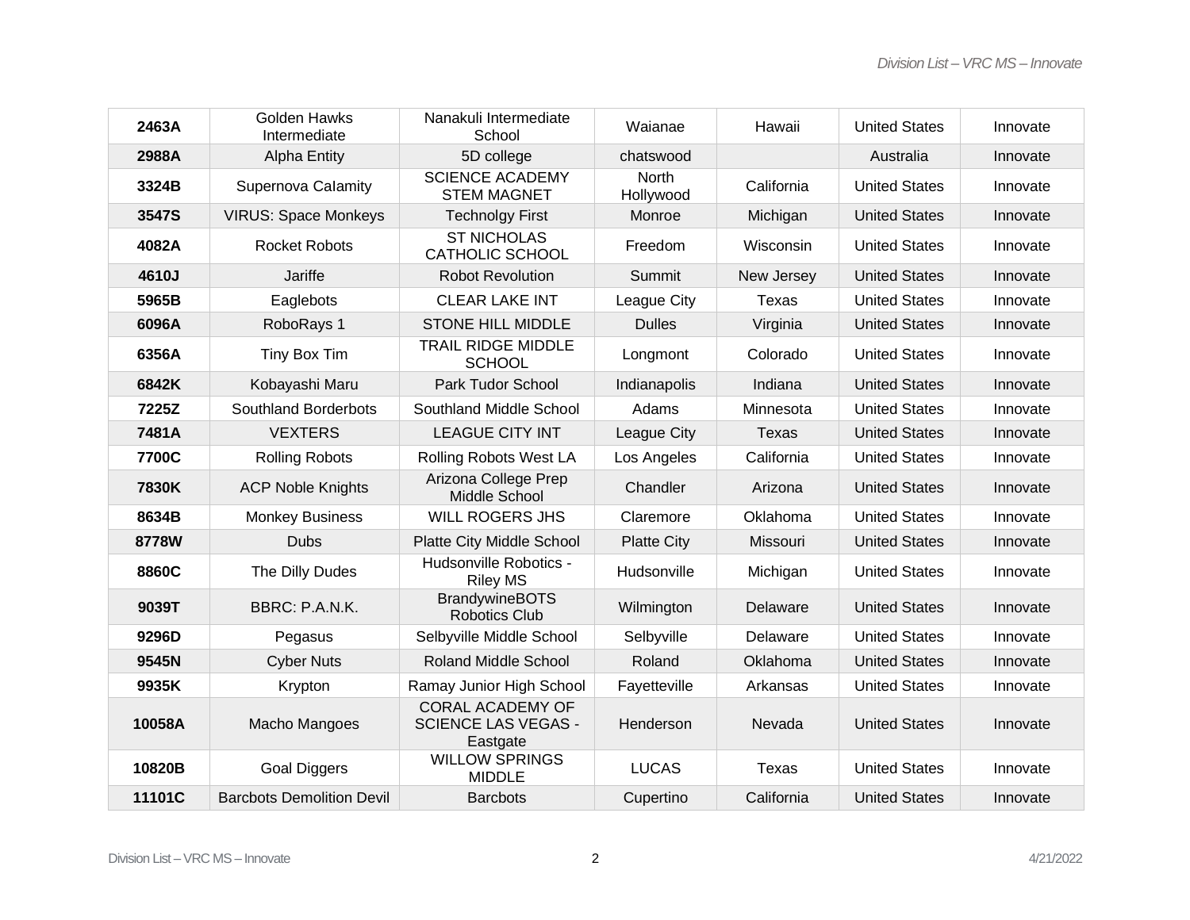| 2463A | Golden Hawks Intermediate | Nanakuli Intermediate School | Waianae | Hawaii | United States | Innovate |
|---|---|---|---|---|---|---|
| 2988A | Alpha Entity | 5D college | chatswood | | Australia | Innovate |
| 3324B | Supernova CaIamity | SCIENCE ACADEMY STEM MAGNET | North Hollywood | California | United States | Innovate |
| 3547S | VIRUS: Space Monkeys | Technolgy First | Monroe | Michigan | United States | Innovate |
| 4082A | Rocket Robots | ST NICHOLAS CATHOLIC SCHOOL | Freedom | Wisconsin | United States | Innovate |
| 4610J | Jariffe | Robot Revolution | Summit | New Jersey | United States | Innovate |
| 5965B | Eaglebots | CLEAR LAKE INT | League City | Texas | United States | Innovate |
| 6096A | RoboRays 1 | STONE HILL MIDDLE | Dulles | Virginia | United States | Innovate |
| 6356A | Tiny Box Tim | TRAIL RIDGE MIDDLE SCHOOL | Longmont | Colorado | United States | Innovate |
| 6842K | Kobayashi Maru | Park Tudor School | Indianapolis | Indiana | United States | Innovate |
| 7225Z | Southland Borderbots | Southland Middle School | Adams | Minnesota | United States | Innovate |
| 7481A | VEXTERS | LEAGUE CITY INT | League City | Texas | United States | Innovate |
| 7700C | Rolling Robots | Rolling Robots West LA | Los Angeles | California | United States | Innovate |
| 7830K | ACP Noble Knights | Arizona College Prep Middle School | Chandler | Arizona | United States | Innovate |
| 8634B | Monkey Business | WILL ROGERS JHS | Claremore | Oklahoma | United States | Innovate |
| 8778W | Dubs | Platte City Middle School | Platte City | Missouri | United States | Innovate |
| 8860C | The Dilly Dudes | Hudsonville Robotics - Riley MS | Hudsonville | Michigan | United States | Innovate |
| 9039T | BBRC: P.A.N.K. | BrandywineBOTS Robotics Club | Wilmington | Delaware | United States | Innovate |
| 9296D | Pegasus | Selbyville Middle School | Selbyville | Delaware | United States | Innovate |
| 9545N | Cyber Nuts | Roland Middle School | Roland | Oklahoma | United States | Innovate |
| 9935K | Krypton | Ramay Junior High School | Fayetteville | Arkansas | United States | Innovate |
| 10058A | Macho Mangoes | CORAL ACADEMY OF SCIENCE LAS VEGAS - Eastgate | Henderson | Nevada | United States | Innovate |
| 10820B | Goal Diggers | WILLOW SPRINGS MIDDLE | LUCAS | Texas | United States | Innovate |
| 11101C | Barcbots Demolition Devil | Barcbots | Cupertino | California | United States | Innovate |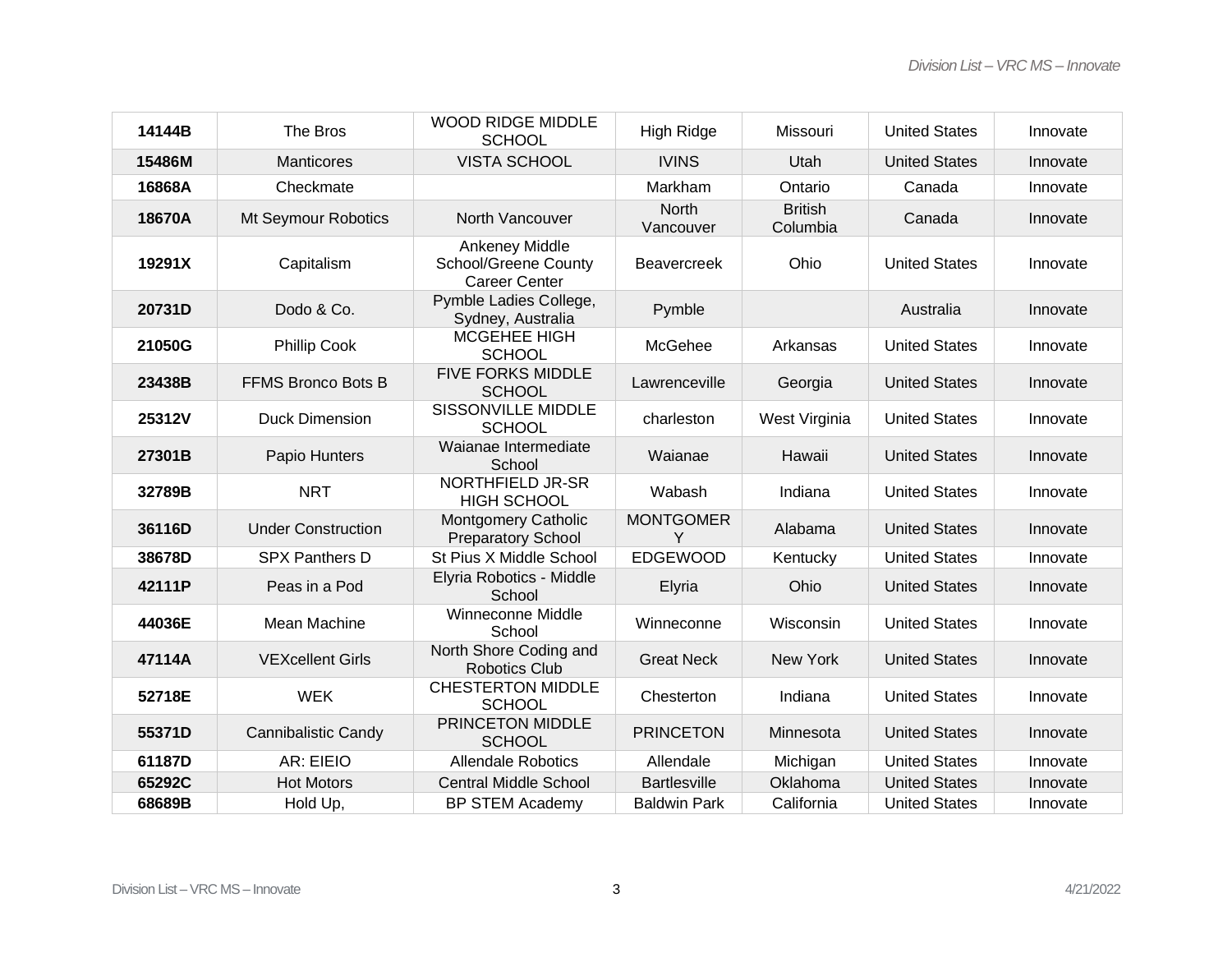| | | | | | | |
|---|---|---|---|---|---|---|
| **14144B** | The Bros | WOOD RIDGE MIDDLE SCHOOL | High Ridge | Missouri | United States | Innovate |
| **15486M** | Manticores | VISTA SCHOOL | IVINS | Utah | United States | Innovate |
| **16868A** | Checkmate | | Markham | Ontario | Canada | Innovate |
| **18670A** | Mt Seymour Robotics | North Vancouver | North Vancouver | British Columbia | Canada | Innovate |
| **19291X** | Capitalism | Ankeney Middle School/Greene County Career Center | Beavercreek | Ohio | United States | Innovate |
| **20731D** | Dodo & Co. | Pymble Ladies College, Sydney, Australia | Pymble | | Australia | Innovate |
| **21050G** | Phillip Cook | MCGEHEE HIGH SCHOOL | McGehee | Arkansas | United States | Innovate |
| **23438B** | FFMS Bronco Bots B | FIVE FORKS MIDDLE SCHOOL | Lawrenceville | Georgia | United States | Innovate |
| **25312V** | Duck Dimension | SISSONVILLE MIDDLE SCHOOL | charleston | West Virginia | United States | Innovate |
| **27301B** | Papio Hunters | Waianae Intermediate School | Waianae | Hawaii | United States | Innovate |
| **32789B** | NRT | NORTHFIELD JR-SR HIGH SCHOOL | Wabash | Indiana | United States | Innovate |
| **36116D** | Under Construction | Montgomery Catholic Preparatory School | MONTGOMERY | Alabama | United States | Innovate |
| **38678D** | SPX Panthers D | St Pius X Middle School | EDGEWOOD | Kentucky | United States | Innovate |
| **42111P** | Peas in a Pod | Elyria Robotics - Middle School | Elyria | Ohio | United States | Innovate |
| **44036E** | Mean Machine | Winneconne Middle School | Winneconne | Wisconsin | United States | Innovate |
| **47114A** | VEXcellent Girls | North Shore Coding and Robotics Club | Great Neck | New York | United States | Innovate |
| **52718E** | WEK | CHESTERTON MIDDLE SCHOOL | Chesterton | Indiana | United States | Innovate |
| **55371D** | Cannibalistic Candy | PRINCETON MIDDLE SCHOOL | PRINCETON | Minnesota | United States | Innovate |
| **61187D** | AR: EIEIO | Allendale Robotics | Allendale | Michigan | United States | Innovate |
| **65292C** | Hot Motors | Central Middle School | Bartlesville | Oklahoma | United States | Innovate |
| **68689B** | Hold Up, | BP STEM Academy | Baldwin Park | California | United States | Innovate |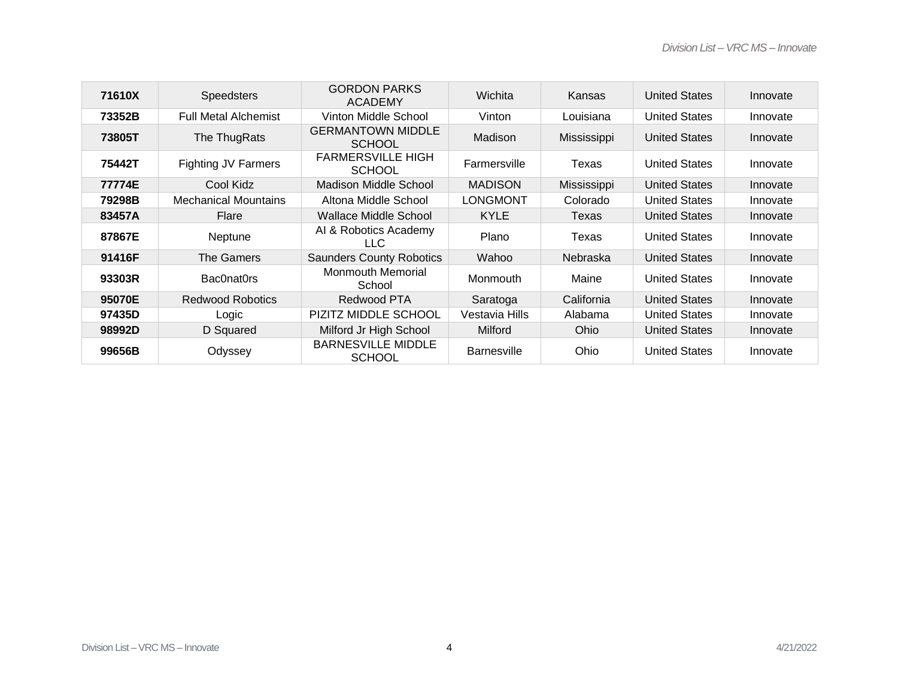| | | | | | | |
|---|---|---|---|---|---|---|
| **71610X** | Speedsters | GORDON PARKS ACADEMY | Wichita | Kansas | United States | Innovate |
| **73352B** | Full Metal Alchemist | Vinton Middle School | Vinton | Louisiana | United States | Innovate |
| **73805T** | The ThugRats | GERMANTOWN MIDDLE SCHOOL | Madison | Mississippi | United States | Innovate |
| **75442T** | Fighting JV Farmers | FARMERSVILLE HIGH SCHOOL | Farmersville | Texas | United States | Innovate |
| **77774E** | Cool Kidz | Madison Middle School | MADISON | Mississippi | United States | Innovate |
| **79298B** | Mechanical Mountains | Altona Middle School | LONGMONT | Colorado | United States | Innovate |
| **83457A** | Flare | Wallace Middle School | KYLE | Texas | United States | Innovate |
| **87867E** | Neptune | AI & Robotics Academy LLC | Plano | Texas | United States | Innovate |
| **91416F** | The Gamers | Saunders County Robotics | Wahoo | Nebraska | United States | Innovate |
| **93303R** | Bac0nat0rs | Monmouth Memorial School | Monmouth | Maine | United States | Innovate |
| **95070E** | Redwood Robotics | Redwood PTA | Saratoga | California | United States | Innovate |
| **97435D** | Logic | PIZITZ MIDDLE SCHOOL | Vestavia Hills | Alabama | United States | Innovate |
| **98992D** | D Squared | Milford Jr High School | Milford | Ohio | United States | Innovate |
| **99656B** | Odyssey | BARNESVILLE MIDDLE SCHOOL | Barnesville | Ohio | United States | Innovate |